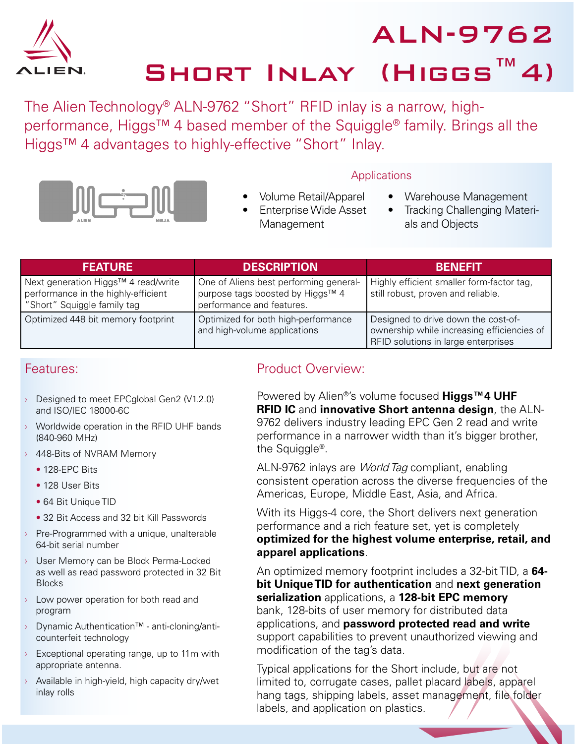# ALN-9762

# Short Inlay (Higgs™ 4)

The Alien Technology® ALN-9762 "Short" RFID inlay is a narrow, high-performance, Higgs™ 4 based member of the Squiggle® family. Brings all the Higgs™ 4 advantages to highly-effective "Short" Inlay.

## Applications

- Volume Retail/Apparel
- Enterprise Wide Asset Management
- Warehouse Management
- Tracking Challenging Materials and Objects

| FEATURE | DESCRIPTION | BENEFIT |
|---|---|---|
| Next generation Higgs™ 4 read/write performance in the highly-efficient "Short" Squiggle family tag | One of Aliens best performing general-purpose tags boosted by Higgs™ 4 performance and features. | Highly efficient smaller form-factor tag, still robust, proven and reliable. |
| Optimized 448 bit memory footprint | Optimized for both high-performance and high-volume applications | Designed to drive down the cost-of-ownership while increasing efficiencies of RFID solutions in large enterprises |

## Features:

- Designed to meet EPCglobal Gen2 (V1.2.0) and ISO/IEC 18000-6C
- Worldwide operation in the RFID UHF bands (840-960 MHz)
- 448-Bits of NVRAM Memory
  - 128-EPC Bits
  - 128 User Bits
  - 64 Bit Unique TID
  - 32 Bit Access and 32 bit Kill Passwords
- Pre-Programmed with a unique, unalterable 64-bit serial number
- User Memory can be Block Perma-Locked as well as read password protected in 32 Bit Blocks
- Low power operation for both read and program
- Dynamic Authentication™ - anti-cloning/anti-counterfeit technology
- Exceptional operating range, up to 11m with appropriate antenna.
- Available in high-yield, high capacity dry/wet inlay rolls

## Product Overview:

Powered by Alien®'s volume focused **Higgs™4 UHF RFID IC** and **innovative Short antenna design**, the ALN-9762 delivers industry leading EPC Gen 2 read and write performance in a narrower width than it's bigger brother, the Squiggle®.

ALN-9762 inlays are *World Tag* compliant, enabling consistent operation across the diverse frequencies of the Americas, Europe, Middle East, Asia, and Africa.

With its Higgs-4 core, the Short delivers next generation performance and a rich feature set, yet is completely **optimized for the highest volume enterprise, retail, and apparel applications**.

An optimized memory footprint includes a 32-bit TID, a **64-bit Unique TID for authentication** and **next generation serialization** applications, a **128-bit EPC memory** bank, 128-bits of user memory for distributed data applications, and **password protected read and write** support capabilities to prevent unauthorized viewing and modification of the tag's data.

Typical applications for the Short include, but are not limited to, corrugate cases, pallet placard labels, apparel hang tags, shipping labels, asset management, file folder labels, and application on plastics.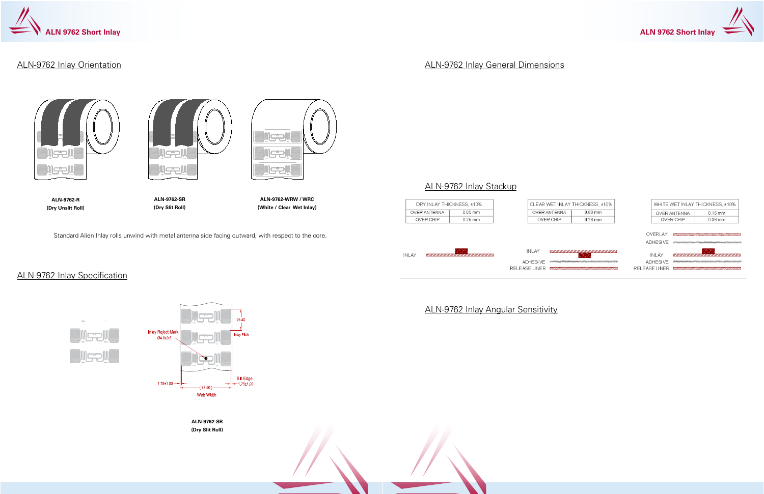## ALN-9762 Inlay Orientation

**ALN-9762-R**
**(Dry Unslit Roll)**

**ALN-9762-SR**
**(Dry Slit Roll)**

**ALN-9762-WRW / WRC**
**(White / Clear Wet Inlay)**

Standard Alien Inlay rolls unwind with metal antenna side facing outward, with respect to the core.

## ALN-9762 Inlay Specification

Inlay Reject Mark
Ø4.0±0.5

25.40
Inlay Pitch

Slit Edge
1.75±1.00

1.75±1.00

( 73.50 )
Web Width

**ALN-9762-SR**
**(Dry Slit Roll)**

## ALN-9762 Inlay General Dimensions

## ALN-9762 Inlay Stackup

| DRY INLAY THICKNESS, ±10% | |
|---|---|
| OVER ANTENNA | 0.05 mm |
| OVER CHIP | 0.25 mm |

| CLEAR WET INLAY THICKNESS, ±10% | |
|---|---|
| OVER ANTENNA | 0.08 mm |
| OVER CHIP | 0.28 mm |

| WHITE WET INLAY THICKNESS, ±10% | |
|---|---|
| OVER ANTENNA | 0.16 mm |
| OVER CHIP | 0.36 mm |

INLAY

INLAY
ADHESIVE
RELEASE LINER

OVERLAY
ADHESIVE
INLAY
ADHESIVE
RELEASE LINER

## ALN-9762 Inlay Angular Sensitivity